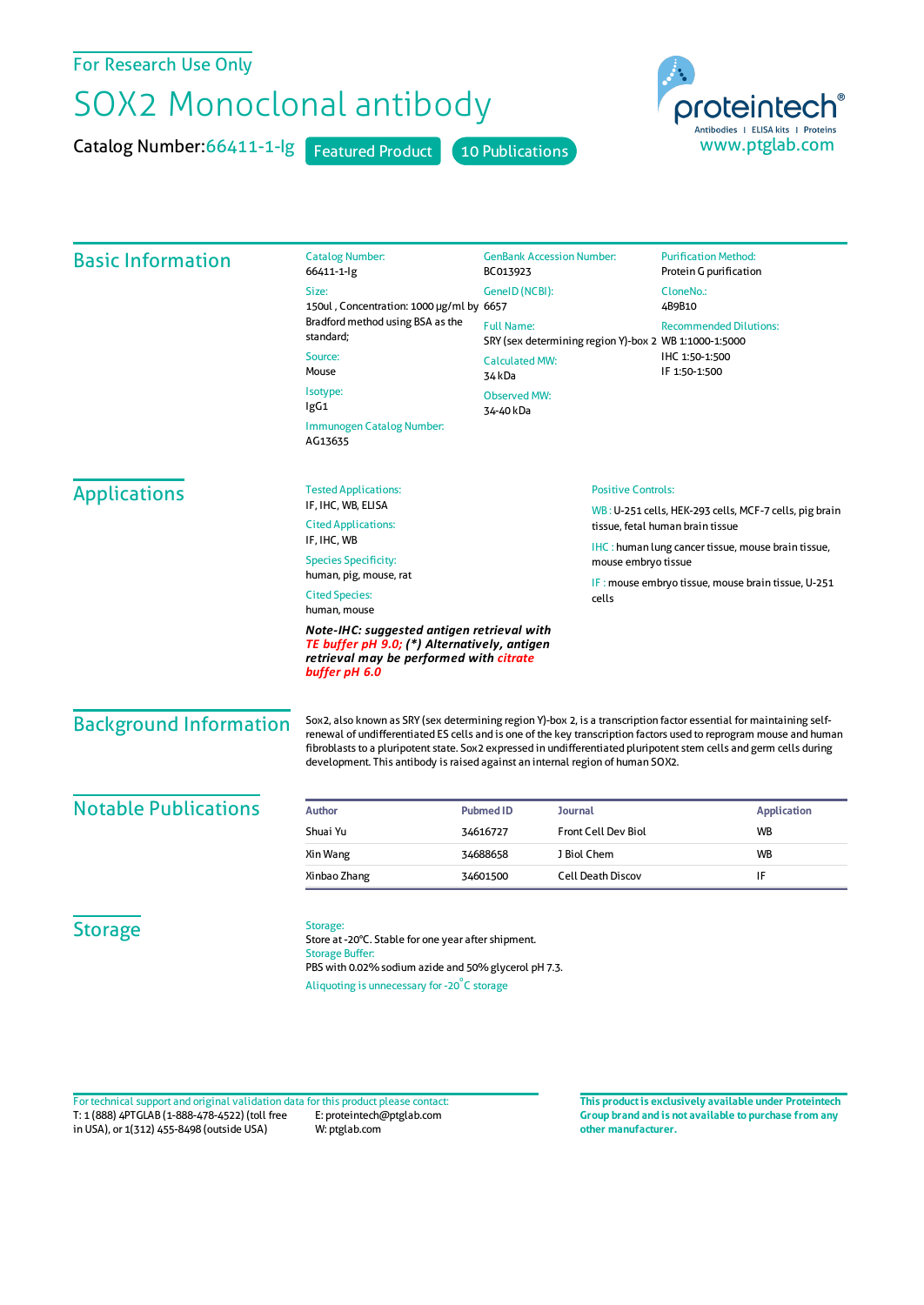For Research Use Only

# SOX2 Monoclonal antibody

**Catalog Number:** 66411-1-Ig   Featured Product   10 Publications

proteintech®
Antibodies | ELISA kits | Proteins
www.ptglab.com

## Basic Information

**Catalog Number:**
66411-1-Ig

**Size:**
150ul , Concentration: 1000 μg/ml by Bradford method using BSA as the standard;

**Source:**
Mouse

**Isotype:**
IgG1

**Immunogen Catalog Number:**
AG13635

**GenBank Accession Number:**
BC013923

**GeneID (NCBI):**
6657

**Full Name:**
SRY (sex determining region Y)-box 2

**Calculated MW:**
34 kDa

**Observed MW:**
34-40 kDa

**Purification Method:**
Protein G purification

**CloneNo.:**
4B9B10

**Recommended Dilutions:**
WB 1:1000-1:5000
IHC 1:50-1:500
IF 1:50-1:500

## Applications

**Tested Applications:**
IF, IHC, WB, ELISA

**Cited Applications:**
IF, IHC, WB

**Species Specificity:**
human, pig, mouse, rat

**Cited Species:**
human, mouse

***Note-IHC: suggested antigen retrieval with TE buffer pH 9.0; (\*) Alternatively, antigen retrieval may be performed with citrate buffer pH 6.0***

**Positive Controls:**

WB : U-251 cells, HEK-293 cells, MCF-7 cells, pig brain tissue, fetal human brain tissue

IHC : human lung cancer tissue, mouse brain tissue, mouse embryo tissue

IF : mouse embryo tissue, mouse brain tissue, U-251 cells

## Background Information

Sox2, also known as SRY (sex determining region Y)-box 2, is a transcription factor essential for maintaining self-renewal of undifferentiated ES cells and is one of the key transcription factors used to reprogram mouse and human fibroblasts to a pluripotent state. Sox2 expressed in undifferentiated pluripotent stem cells and germ cells during development. This antibody is raised against an internal region of human SOX2.

## Notable Publications

| Author | Pubmed ID | Journal | Application |
|---|---|---|---|
| Shuai Yu | 34616727 | Front Cell Dev Biol | WB |
| Xin Wang | 34688658 | J Biol Chem | WB |
| Xinbao Zhang | 34601500 | Cell Death Discov | IF |

## Storage

**Storage:**
Store at -20°C. Stable for one year after shipment.

**Storage Buffer:**
PBS with 0.02% sodium azide and 50% glycerol pH 7.3.

Aliquoting is unnecessary for -20°C storage

For technical support and original validation data for this product please contact:
T: 1 (888) 4PTGLAB (1-888-478-4522) (toll free in USA), or 1(312) 455-8498 (outside USA)
E: proteintech@ptglab.com
W: ptglab.com

**This product is exclusively available under Proteintech Group brand and is not available to purchase from any other manufacturer.**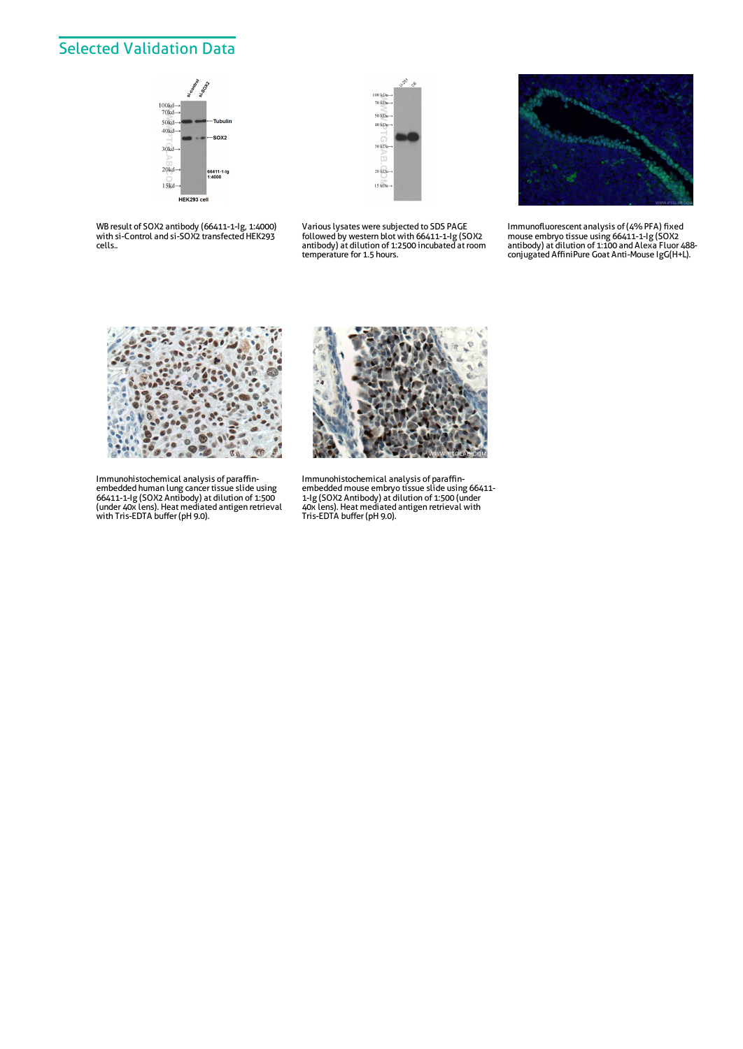## Selected Validation Data

WB result of SOX2 antibody (66411-1-Ig, 1:4000) with si-Control and si-SOX2 transfected HEK293 cells..

Various lysates were subjected to SDS PAGE followed by western blot with 66411-1-Ig (SOX2 antibody) at dilution of 1:2500 incubated at room temperature for 1.5 hours.

Immunofluorescent analysis of (4% PFA) fixed mouse embryo tissue using 66411-1-Ig (SOX2 antibody) at dilution of 1:100 and Alexa Fluor 488-conjugated AffiniPure Goat Anti-Mouse IgG(H+L).

Immunohistochemical analysis of paraffin-embedded human lung cancer tissue slide using 66411-1-Ig (SOX2 Antibody) at dilution of 1:500 (under 40x lens). Heat mediated antigen retrieval with Tris-EDTA buffer (pH 9.0).

Immunohistochemical analysis of paraffin-embedded mouse embryo tissue slide using 66411-1-Ig (SOX2 Antibody) at dilution of 1:500 (under 40x lens). Heat mediated antigen retrieval with Tris-EDTA buffer (pH 9.0).